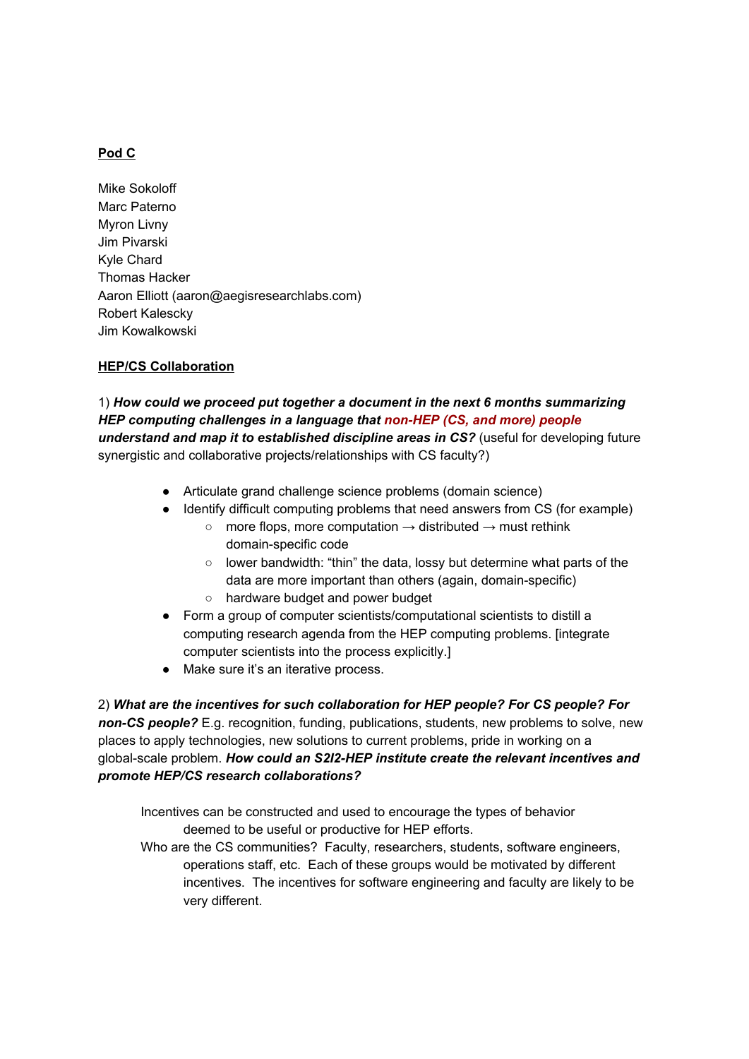**Pod C**

Mike Sokoloff
Marc Paterno
Myron Livny
Jim Pivarski
Kyle Chard
Thomas Hacker
Aaron Elliott (aaron@aegisresearchlabs.com)
Robert Kalescky
Jim Kowalkowski

**HEP/CS Collaboration**

1) ***How could we proceed put together a document in the next 6 months summarizing HEP computing challenges in a language that non-HEP (CS, and more) people understand and map it to established discipline areas in CS?*** (useful for developing future synergistic and collaborative projects/relationships with CS faculty?)

- Articulate grand challenge science problems (domain science)
- Identify difficult computing problems that need answers from CS (for example)
  - more flops, more computation → distributed → must rethink domain-specific code
  - lower bandwidth: "thin" the data, lossy but determine what parts of the data are more important than others (again, domain-specific)
  - hardware budget and power budget
- Form a group of computer scientists/computational scientists to distill a computing research agenda from the HEP computing problems. [integrate computer scientists into the process explicitly.]
- Make sure it's an iterative process.

2) ***What are the incentives for such collaboration for HEP people? For CS people? For non-CS people?*** E.g. recognition, funding, publications, students, new problems to solve, new places to apply technologies, new solutions to current problems, pride in working on a global-scale problem. ***How could an S2I2-HEP institute create the relevant incentives and promote HEP/CS research collaborations?***

Incentives can be constructed and used to encourage the types of behavior deemed to be useful or productive for HEP efforts.

Who are the CS communities? Faculty, researchers, students, software engineers, operations staff, etc. Each of these groups would be motivated by different incentives. The incentives for software engineering and faculty are likely to be very different.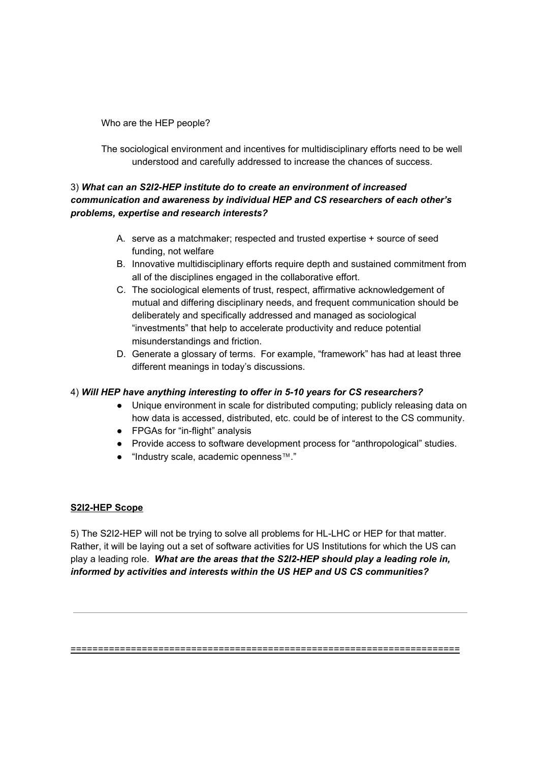Who are the HEP people?

The sociological environment and incentives for multidisciplinary efforts need to be well understood and carefully addressed to increase the chances of success.

3) ***What can an S2I2-HEP institute do to create an environment of increased communication and awareness by individual HEP and CS researchers of each other's problems, expertise and research interests?***

A. serve as a matchmaker; respected and trusted expertise + source of seed funding, not welfare
B. Innovative multidisciplinary efforts require depth and sustained commitment from all of the disciplines engaged in the collaborative effort.
C. The sociological elements of trust, respect, affirmative acknowledgement of mutual and differing disciplinary needs, and frequent communication should be deliberately and specifically addressed and managed as sociological "investments" that help to accelerate productivity and reduce potential misunderstandings and friction.
D. Generate a glossary of terms. For example, "framework" has had at least three different meanings in today's discussions.

4) ***Will HEP have anything interesting to offer in 5-10 years for CS researchers?***

- Unique environment in scale for distributed computing; publicly releasing data on how data is accessed, distributed, etc. could be of interest to the CS community.
- FPGAs for "in-flight" analysis
- Provide access to software development process for "anthropological" studies.
- "Industry scale, academic openness™."

**S2I2-HEP Scope**

5) The S2I2-HEP will not be trying to solve all problems for HL-LHC or HEP for that matter. Rather, it will be laying out a set of software activities for US Institutions for which the US can play a leading role. ***What are the areas that the S2I2-HEP should play a leading role in, informed by activities and interests within the US HEP and US CS communities?***

---

=====================================================================